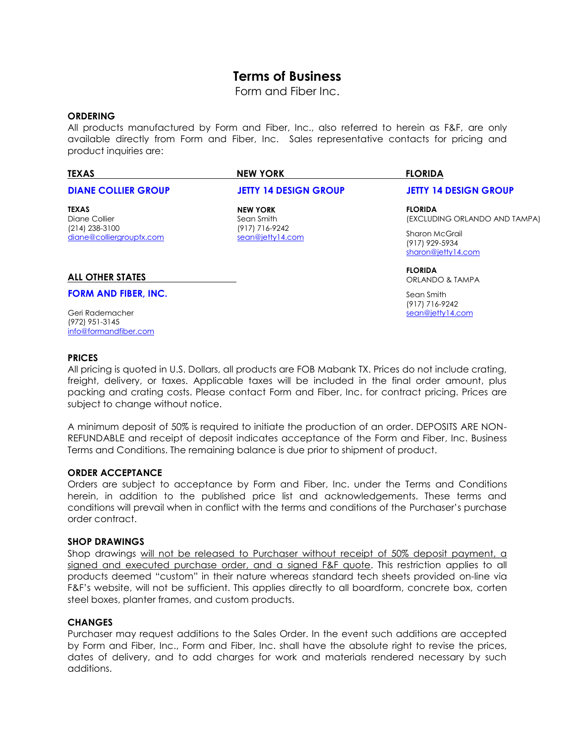# Terms of Business

Form and Fiber Inc.

### ORDERING

All products manufactured by Form and Fiber, Inc., also referred to herein as F&F, are only available directly from Form and Fiber, Inc. Sales representative contacts for pricing and product inquiries are:

#### TEXAS

**DIANE COLLIER GROUP**

**TEXAS**
Diane Collier
(214) 238-3100
diane@colliergrouptx.com

#### NEW YORK

**JETTY 14 DESIGN GROUP**

**NEW YORK**
Sean Smith
(917) 716-9242
sean@jetty14.com

#### FLORIDA

**JETTY 14 DESIGN GROUP**

**FLORIDA**
(EXCLUDING ORLANDO AND TAMPA)

Sharon McGrail
(917) 929-5934
sharon@jetty14.com

**FLORIDA**
ORLANDO & TAMPA

Sean Smith
(917) 716-9242
sean@jetty14.com

#### ALL OTHER STATES

**FORM AND FIBER, INC.**

Geri Rademacher
(972) 951-3145
info@formandfiber.com

### PRICES

All pricing is quoted in U.S. Dollars, all products are FOB Mabank TX. Prices do not include crating, freight, delivery, or taxes. Applicable taxes will be included in the final order amount, plus packing and crating costs. Please contact Form and Fiber, Inc. for contract pricing. Prices are subject to change without notice.

A minimum deposit of 50% is required to initiate the production of an order. DEPOSITS ARE NON-REFUNDABLE and receipt of deposit indicates acceptance of the Form and Fiber, Inc. Business Terms and Conditions. The remaining balance is due prior to shipment of product.

### ORDER ACCEPTANCE

Orders are subject to acceptance by Form and Fiber, Inc. under the Terms and Conditions herein, in addition to the published price list and acknowledgements. These terms and conditions will prevail when in conflict with the terms and conditions of the Purchaser's purchase order contract.

### SHOP DRAWINGS

Shop drawings <u>will not be released to Purchaser without receipt of 50% deposit payment, a signed and executed purchase order, and a signed F&F quote</u>. This restriction applies to all products deemed "custom" in their nature whereas standard tech sheets provided on-line via F&F's website, will not be sufficient. This applies directly to all boardform, concrete box, corten steel boxes, planter frames, and custom products.

### CHANGES

Purchaser may request additions to the Sales Order. In the event such additions are accepted by Form and Fiber, Inc., Form and Fiber, Inc. shall have the absolute right to revise the prices, dates of delivery, and to add charges for work and materials rendered necessary by such additions.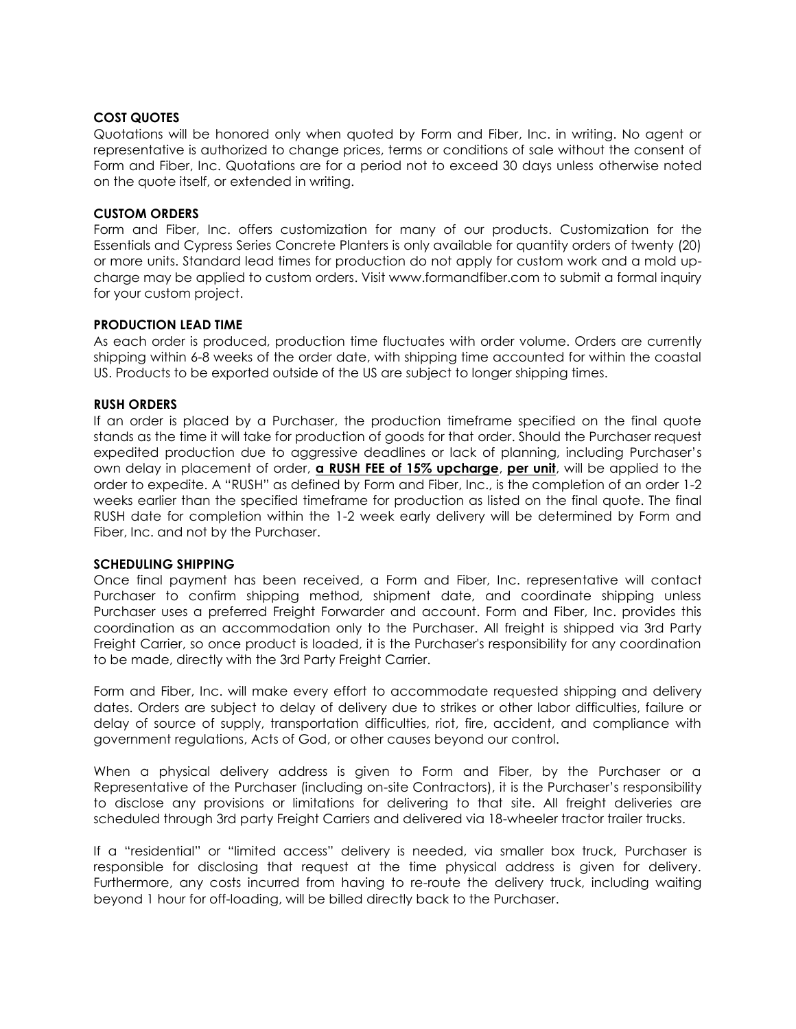**COST QUOTES**

Quotations will be honored only when quoted by Form and Fiber, Inc. in writing. No agent or representative is authorized to change prices, terms or conditions of sale without the consent of Form and Fiber, Inc. Quotations are for a period not to exceed 30 days unless otherwise noted on the quote itself, or extended in writing.

**CUSTOM ORDERS**

Form and Fiber, Inc. offers customization for many of our products. Customization for the Essentials and Cypress Series Concrete Planters is only available for quantity orders of twenty (20) or more units. Standard lead times for production do not apply for custom work and a mold up-charge may be applied to custom orders. Visit www.formandfiber.com to submit a formal inquiry for your custom project.

**PRODUCTION LEAD TIME**

As each order is produced, production time fluctuates with order volume. Orders are currently shipping within 6-8 weeks of the order date, with shipping time accounted for within the coastal US. Products to be exported outside of the US are subject to longer shipping times.

**RUSH ORDERS**

If an order is placed by a Purchaser, the production timeframe specified on the final quote stands as the time it will take for production of goods for that order. Should the Purchaser request expedited production due to aggressive deadlines or lack of planning, including Purchaser's own delay in placement of order, **a RUSH FEE of 15% upcharge**, **per unit**, will be applied to the order to expedite. A "RUSH" as defined by Form and Fiber, Inc., is the completion of an order 1-2 weeks earlier than the specified timeframe for production as listed on the final quote. The final RUSH date for completion within the 1-2 week early delivery will be determined by Form and Fiber, Inc. and not by the Purchaser.

**SCHEDULING SHIPPING**

Once final payment has been received, a Form and Fiber, Inc. representative will contact Purchaser to confirm shipping method, shipment date, and coordinate shipping unless Purchaser uses a preferred Freight Forwarder and account. Form and Fiber, Inc. provides this coordination as an accommodation only to the Purchaser. All freight is shipped via 3rd Party Freight Carrier, so once product is loaded, it is the Purchaser's responsibility for any coordination to be made, directly with the 3rd Party Freight Carrier.

Form and Fiber, Inc. will make every effort to accommodate requested shipping and delivery dates. Orders are subject to delay of delivery due to strikes or other labor difficulties, failure or delay of source of supply, transportation difficulties, riot, fire, accident, and compliance with government regulations, Acts of God, or other causes beyond our control.

When a physical delivery address is given to Form and Fiber, by the Purchaser or a Representative of the Purchaser (including on-site Contractors), it is the Purchaser's responsibility to disclose any provisions or limitations for delivering to that site. All freight deliveries are scheduled through 3rd party Freight Carriers and delivered via 18-wheeler tractor trailer trucks.

If a "residential" or "limited access" delivery is needed, via smaller box truck, Purchaser is responsible for disclosing that request at the time physical address is given for delivery. Furthermore, any costs incurred from having to re-route the delivery truck, including waiting beyond 1 hour for off-loading, will be billed directly back to the Purchaser.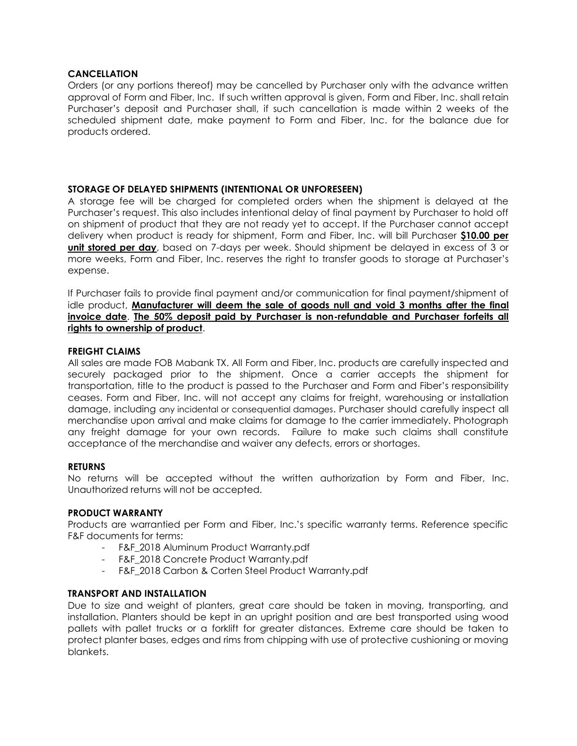### CANCELLATION

Orders (or any portions thereof) may be cancelled by Purchaser only with the advance written approval of Form and Fiber, Inc. If such written approval is given, Form and Fiber, Inc. shall retain Purchaser's deposit and Purchaser shall, if such cancellation is made within 2 weeks of the scheduled shipment date, make payment to Form and Fiber, Inc. for the balance due for products ordered.

### STORAGE OF DELAYED SHIPMENTS (INTENTIONAL OR UNFORESEEN)

A storage fee will be charged for completed orders when the shipment is delayed at the Purchaser's request. This also includes intentional delay of final payment by Purchaser to hold off on shipment of product that they are not ready yet to accept. If the Purchaser cannot accept delivery when product is ready for shipment, Form and Fiber, Inc. will bill Purchaser **$10.00 per unit stored per day**, based on 7-days per week. Should shipment be delayed in excess of 3 or more weeks, Form and Fiber, Inc. reserves the right to transfer goods to storage at Purchaser's expense.

If Purchaser fails to provide final payment and/or communication for final payment/shipment of idle product, **Manufacturer will deem the sale of goods null and void 3 months after the final invoice date**. **The 50% deposit paid by Purchaser is non-refundable and Purchaser forfeits all rights to ownership of product**.

### FREIGHT CLAIMS

All sales are made FOB Mabank TX. All Form and Fiber, Inc. products are carefully inspected and securely packaged prior to the shipment. Once a carrier accepts the shipment for transportation, title to the product is passed to the Purchaser and Form and Fiber's responsibility ceases. Form and Fiber, Inc. will not accept any claims for freight, warehousing or installation damage, including any incidental or consequential damages. Purchaser should carefully inspect all merchandise upon arrival and make claims for damage to the carrier immediately. Photograph any freight damage for your own records. Failure to make such claims shall constitute acceptance of the merchandise and waiver any defects, errors or shortages.

### RETURNS

No returns will be accepted without the written authorization by Form and Fiber, Inc. Unauthorized returns will not be accepted.

### PRODUCT WARRANTY

Products are warrantied per Form and Fiber, Inc.'s specific warranty terms. Reference specific F&F documents for terms:

- F&F_2018 Aluminum Product Warranty.pdf
- F&F_2018 Concrete Product Warranty.pdf
- F&F_2018 Carbon & Corten Steel Product Warranty.pdf

### TRANSPORT AND INSTALLATION

Due to size and weight of planters, great care should be taken in moving, transporting, and installation. Planters should be kept in an upright position and are best transported using wood pallets with pallet trucks or a forklift for greater distances. Extreme care should be taken to protect planter bases, edges and rims from chipping with use of protective cushioning or moving blankets.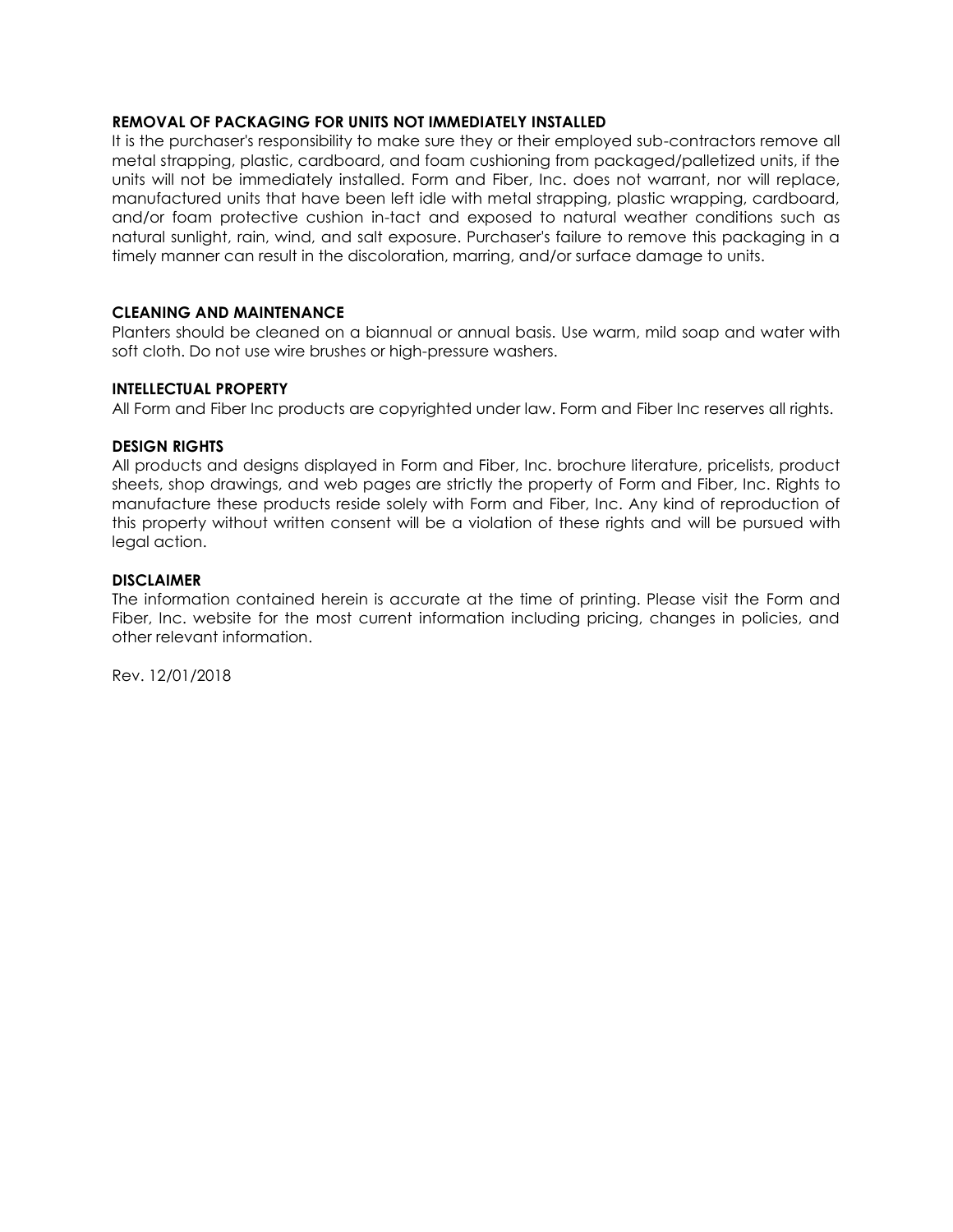**REMOVAL OF PACKAGING FOR UNITS NOT IMMEDIATELY INSTALLED**

It is the purchaser's responsibility to make sure they or their employed sub-contractors remove all metal strapping, plastic, cardboard, and foam cushioning from packaged/palletized units, if the units will not be immediately installed. Form and Fiber, Inc. does not warrant, nor will replace, manufactured units that have been left idle with metal strapping, plastic wrapping, cardboard, and/or foam protective cushion in-tact and exposed to natural weather conditions such as natural sunlight, rain, wind, and salt exposure. Purchaser's failure to remove this packaging in a timely manner can result in the discoloration, marring, and/or surface damage to units.

**CLEANING AND MAINTENANCE**

Planters should be cleaned on a biannual or annual basis. Use warm, mild soap and water with soft cloth. Do not use wire brushes or high-pressure washers.

**INTELLECTUAL PROPERTY**

All Form and Fiber Inc products are copyrighted under law. Form and Fiber Inc reserves all rights.

**DESIGN RIGHTS**

All products and designs displayed in Form and Fiber, Inc. brochure literature, pricelists, product sheets, shop drawings, and web pages are strictly the property of Form and Fiber, Inc. Rights to manufacture these products reside solely with Form and Fiber, Inc. Any kind of reproduction of this property without written consent will be a violation of these rights and will be pursued with legal action.

**DISCLAIMER**

The information contained herein is accurate at the time of printing. Please visit the Form and Fiber, Inc. website for the most current information including pricing, changes in policies, and other relevant information.

Rev. 12/01/2018